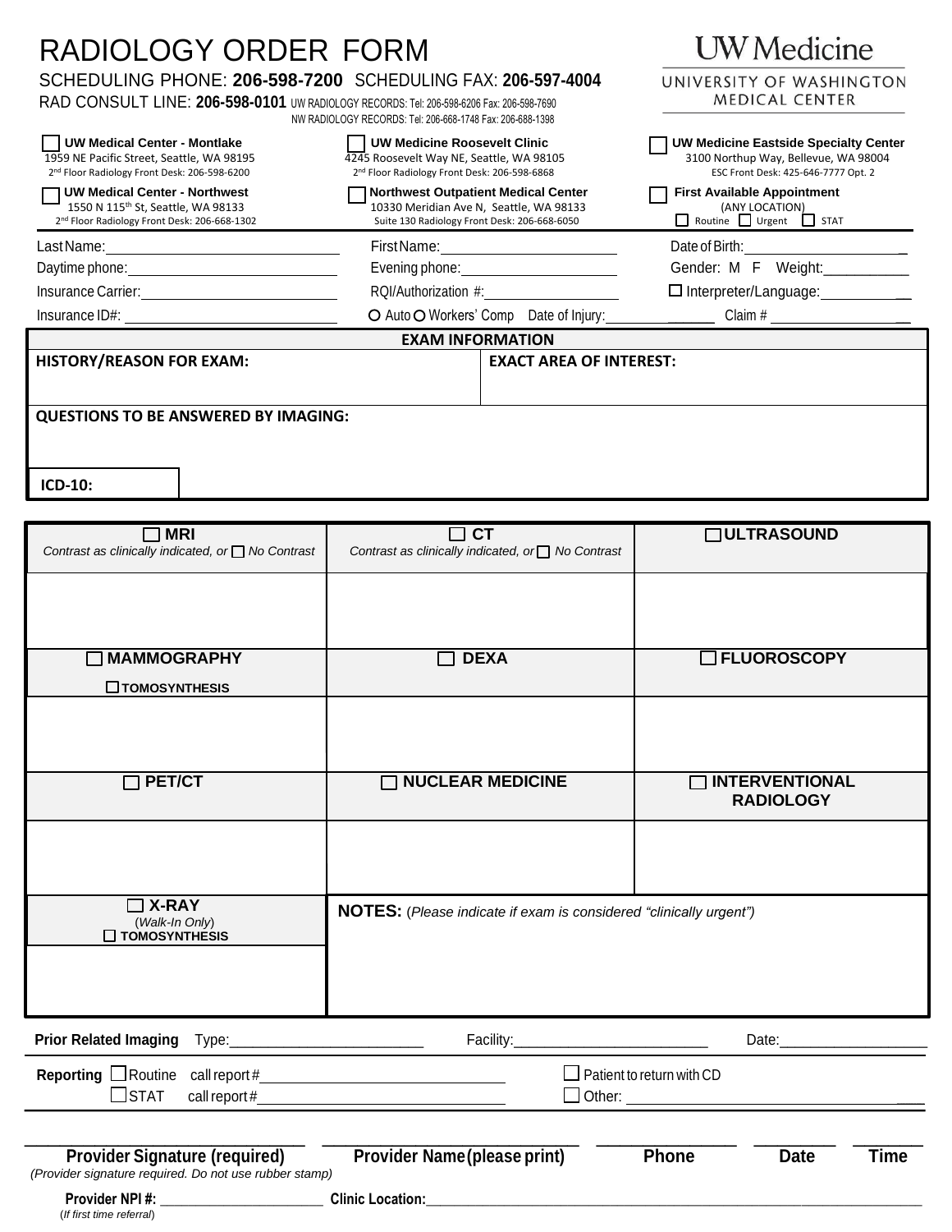# RADIOLOGY ORDER FORM

**UW Medicine**
UNIVERSITY OF WASHINGTON MEDICAL CENTER

SCHEDULING PHONE: **206-598-7200** SCHEDULING FAX: **206-597-4004**
RAD CONSULT LINE: **206-598-0101** UW RADIOLOGY RECORDS: Tel: 206-598-6206 Fax: 206-598-7690
NW RADIOLOGY RECORDS: Tel: 206-668-1748 Fax: 206-688-1398

| | | |
|---|---|---|
| ☐ **UW Medical Center - Montlake**<br>1959 NE Pacific Street, Seattle, WA 98195<br>2nd Floor Radiology Front Desk: 206-598-6200 | ☐ **UW Medicine Roosevelt Clinic**<br>4245 Roosevelt Way NE, Seattle, WA 98105<br>2nd Floor Radiology Front Desk: 206-598-6868 | ☐ **UW Medicine Eastside Specialty Center**<br>3100 Northup Way, Bellevue, WA 98004<br>ESC Front Desk: 425-646-7777 Opt. 2 |
| ☐ **UW Medical Center - Northwest**<br>1550 N 115th St, Seattle, WA 98133<br>2nd Floor Radiology Front Desk: 206-668-1302 | ☐ **Northwest Outpatient Medical Center**<br>10330 Meridian Ave N, Seattle, WA 98133<br>Suite 130 Radiology Front Desk: 206-668-6050 | ☐ **First Available Appointment**<br>(ANY LOCATION)<br>☐ Routine ☐ Urgent ☐ STAT |

Last Name:____________________ First Name:____________________ Date of Birth:____________________

Daytime phone:____________________ Evening phone:____________________ Gender: M F Weight:__________

Insurance Carrier:____________________ RQI/Authorization #:____________________ ☐ Interpreter/Language:__________

Insurance ID#:____________________ ○ Auto ○ Workers' Comp Date of Injury:__________ Claim #__________

## EXAM INFORMATION

| **HISTORY/REASON FOR EXAM:** | **EXACT AREA OF INTEREST:** |
|---|---|
| | |

**QUESTIONS TO BE ANSWERED BY IMAGING:**

**ICD-10:**

| ☐ **MRI**<br>*Contrast as clinically indicated, or* ☐ *No Contrast* | ☐ **CT**<br>*Contrast as clinically indicated, or* ☐ *No Contrast* | ☐ **ULTRASOUND** |
|---|---|---|
| | | |
| ☐ **MAMMOGRAPHY**<br>☐ **TOMOSYNTHESIS** | ☐ **DEXA** | ☐ **FLUOROSCOPY** |
| | | |
| ☐ **PET/CT** | ☐ **NUCLEAR MEDICINE** | ☐ **INTERVENTIONAL RADIOLOGY** |
| | | |
| ☐ **X-RAY**<br>(*Walk-In Only*)<br>☐ **TOMOSYNTHESIS** | **NOTES:** (*Please indicate if exam is considered "clinically urgent"*) | |

**Prior Related Imaging** Type:____________________ Facility:____________________ Date:____________________

**Reporting** ☐ Routine call report #____________________ ☐ Patient to return with CD
☐ STAT call report #____________________ ☐ Other:____________________

| **Provider Signature (required)** | **Provider Name (please print)** | **Phone** | **Date** | **Time** |
|---|---|---|---|---|

*(Provider signature required. Do not use rubber stamp)*

**Provider NPI #:** ____________________ **Clinic Location:**____________________
(*If first time referral*)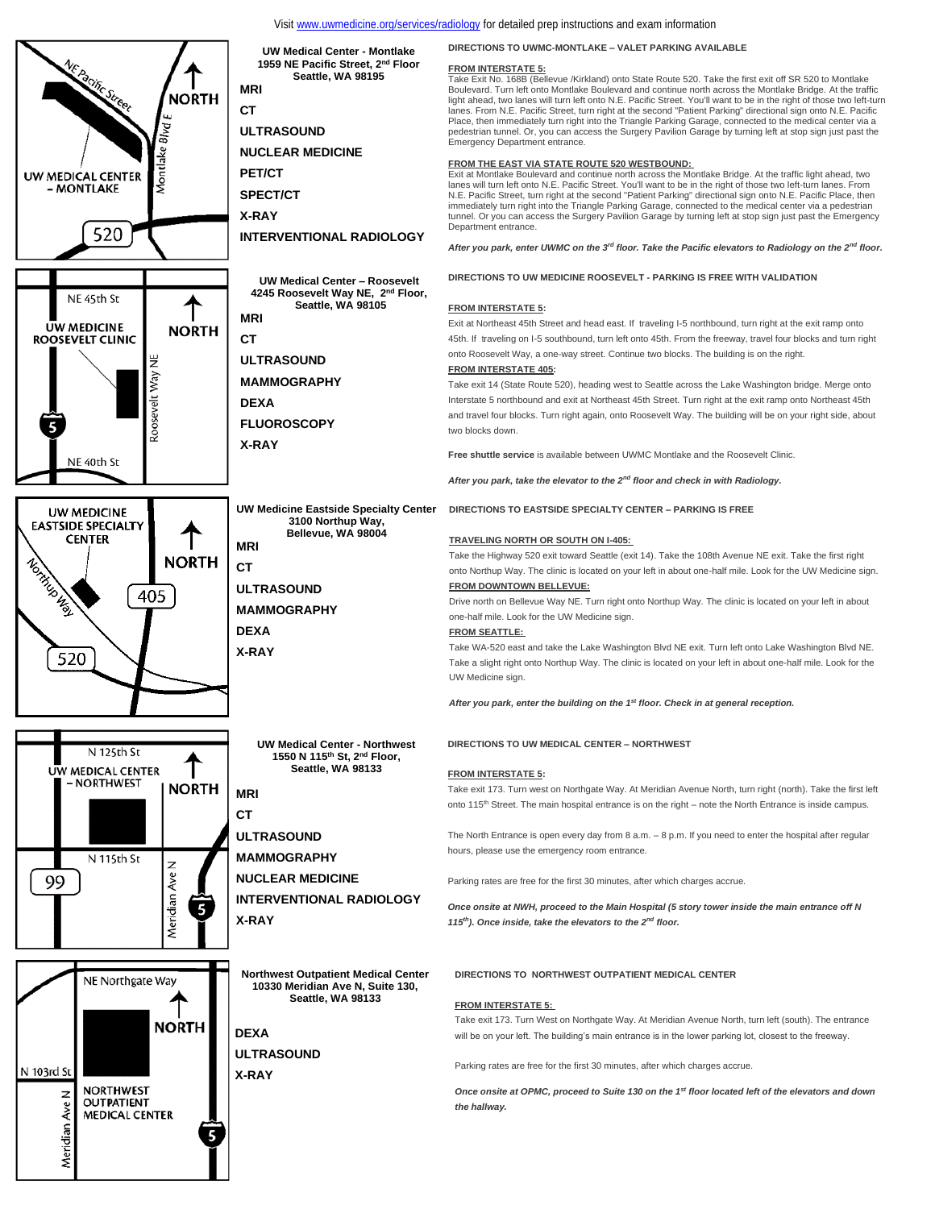Visit www.uwmedicine.org/services/radiology for detailed prep instructions and exam information

NE Pacific Street
NORTH
Montlake Blvd E
UW MEDICAL CENTER – MONTLAKE
520

**UW Medical Center - Montlake**
**1959 NE Pacific Street, 2nd Floor**
**Seattle, WA 98195**

**MRI**
**CT**
**ULTRASOUND**
**NUCLEAR MEDICINE**
**PET/CT**
**SPECT/CT**
**X-RAY**
**INTERVENTIONAL RADIOLOGY**

**DIRECTIONS TO UWMC-MONTLAKE – VALET PARKING AVAILABLE**

**FROM INTERSTATE 5:**
Take Exit No. 168B (Bellevue /Kirkland) onto State Route 520. Take the first exit off SR 520 to Montlake Boulevard. Turn left onto Montlake Boulevard and continue north across the Montlake Bridge. At the traffic light ahead, two lanes will turn left onto N.E. Pacific Street. You'll want to be in the right of those two left-turn lanes. From N.E. Pacific Street, turn right at the second "Patient Parking" directional sign onto N.E. Pacific Place, then immediately turn right into the Triangle Parking Garage, connected to the medical center via a pedestrian tunnel. Or, you can access the Surgery Pavilion Garage by turning left at stop sign just past the Emergency Department entrance.

**FROM THE EAST VIA STATE ROUTE 520 WESTBOUND:**
Exit at Montlake Boulevard and continue north across the Montlake Bridge. At the traffic light ahead, two lanes will turn left onto N.E. Pacific Street. You'll want to be in the right of those two left-turn lanes. From N.E. Pacific Street, turn right at the second "Patient Parking" directional sign onto N.E. Pacific Place, then immediately turn right into the Triangle Parking Garage, connected to the medical center via a pedestrian tunnel. Or you can access the Surgery Pavilion Garage by turning left at stop sign just past the Emergency Department entrance.

***After you park, enter UWMC on the 3rd floor. Take the Pacific elevators to Radiology on the 2nd floor.***

NE 45th St
UW MEDICINE ROOSEVELT CLINIC
NORTH
Roosevelt Way NE
5
NE 40th St

**UW Medical Center – Roosevelt**
**4245 Roosevelt Way NE, 2nd Floor,**
**Seattle, WA 98105**

**MRI**
**CT**
**ULTRASOUND**
**MAMMOGRAPHY**
**DEXA**
**FLUOROSCOPY**
**X-RAY**

**DIRECTIONS TO UW MEDICINE ROOSEVELT - PARKING IS FREE WITH VALIDATION**

**FROM INTERSTATE 5:**
Exit at Northeast 45th Street and head east. If traveling I-5 northbound, turn right at the exit ramp onto 45th. If traveling on I-5 southbound, turn left onto 45th. From the freeway, travel four blocks and turn right onto Roosevelt Way, a one-way street. Continue two blocks. The building is on the right.

**FROM INTERSTATE 405:**
Take exit 14 (State Route 520), heading west to Seattle across the Lake Washington bridge. Merge onto Interstate 5 northbound and exit at Northeast 45th Street. Turn right at the exit ramp onto Northeast 45th and travel four blocks. Turn right again, onto Roosevelt Way. The building will be on your right side, about two blocks down.

**Free shuttle service** is available between UWMC Montlake and the Roosevelt Clinic.

***After you park, take the elevator to the 2nd floor and check in with Radiology.***

UW MEDICINE EASTSIDE SPECIALTY CENTER
NORTH
Northup Way
405
520

**UW Medicine Eastside Specialty Center**
**3100 Northup Way,**
**Bellevue, WA 98004**

**MRI**
**CT**
**ULTRASOUND**
**MAMMOGRAPHY**
**DEXA**
**X-RAY**

**DIRECTIONS TO EASTSIDE SPECIALTY CENTER – PARKING IS FREE**

**TRAVELING NORTH OR SOUTH ON I-405:**
Take the Highway 520 exit toward Seattle (exit 14). Take the 108th Avenue NE exit. Take the first right onto Northup Way. The clinic is located on your left in about one-half mile. Look for the UW Medicine sign.

**FROM DOWNTOWN BELLEVUE:**
Drive north on Bellevue Way NE. Turn right onto Northup Way. The clinic is located on your left in about one-half mile. Look for the UW Medicine sign.

**FROM SEATTLE:**
Take WA-520 east and take the Lake Washington Blvd NE exit. Turn left onto Lake Washington Blvd NE. Take a slight right onto Northup Way. The clinic is located on your left in about one-half mile. Look for the UW Medicine sign.

***After you park, enter the building on the 1st floor. Check in at general reception.***

N 125th St
UW MEDICAL CENTER – NORTHWEST
NORTH
N 115th St
99
Meridian Ave N
5

**UW Medical Center - Northwest**
**1550 N 115th St, 2nd Floor,**
**Seattle, WA 98133**

**MRI**
**CT**
**ULTRASOUND**
**MAMMOGRAPHY**
**NUCLEAR MEDICINE**
**INTERVENTIONAL RADIOLOGY**
**X-RAY**

**DIRECTIONS TO UW MEDICAL CENTER – NORTHWEST**

**FROM INTERSTATE 5:**
Take exit 173. Turn west on Northgate Way. At Meridian Avenue North, turn right (north). Take the first left onto 115th Street. The main hospital entrance is on the right – note the North Entrance is inside campus.

The North Entrance is open every day from 8 a.m. – 8 p.m. If you need to enter the hospital after regular hours, please use the emergency room entrance.

Parking rates are free for the first 30 minutes, after which charges accrue.

***Once onsite at NWH, proceed to the Main Hospital (5 story tower inside the main entrance off N 115th). Once inside, take the elevators to the 2nd floor.***

NE Northgate Way
NORTH
N 103rd St
Meridian Ave N
NORTHWEST OUTPATIENT MEDICAL CENTER
5

**Northwest Outpatient Medical Center**
**10330 Meridian Ave N, Suite 130,**
**Seattle, WA 98133**

**DEXA**
**ULTRASOUND**
**X-RAY**

**DIRECTIONS TO NORTHWEST OUTPATIENT MEDICAL CENTER**

**FROM INTERSTATE 5:**
Take exit 173. Turn West on Northgate Way. At Meridian Avenue North, turn left (south). The entrance will be on your left. The building's main entrance is in the lower parking lot, closest to the freeway.

Parking rates are free for the first 30 minutes, after which charges accrue.

***Once onsite at OPMC, proceed to Suite 130 on the 1st floor located left of the elevators and down the hallway.***